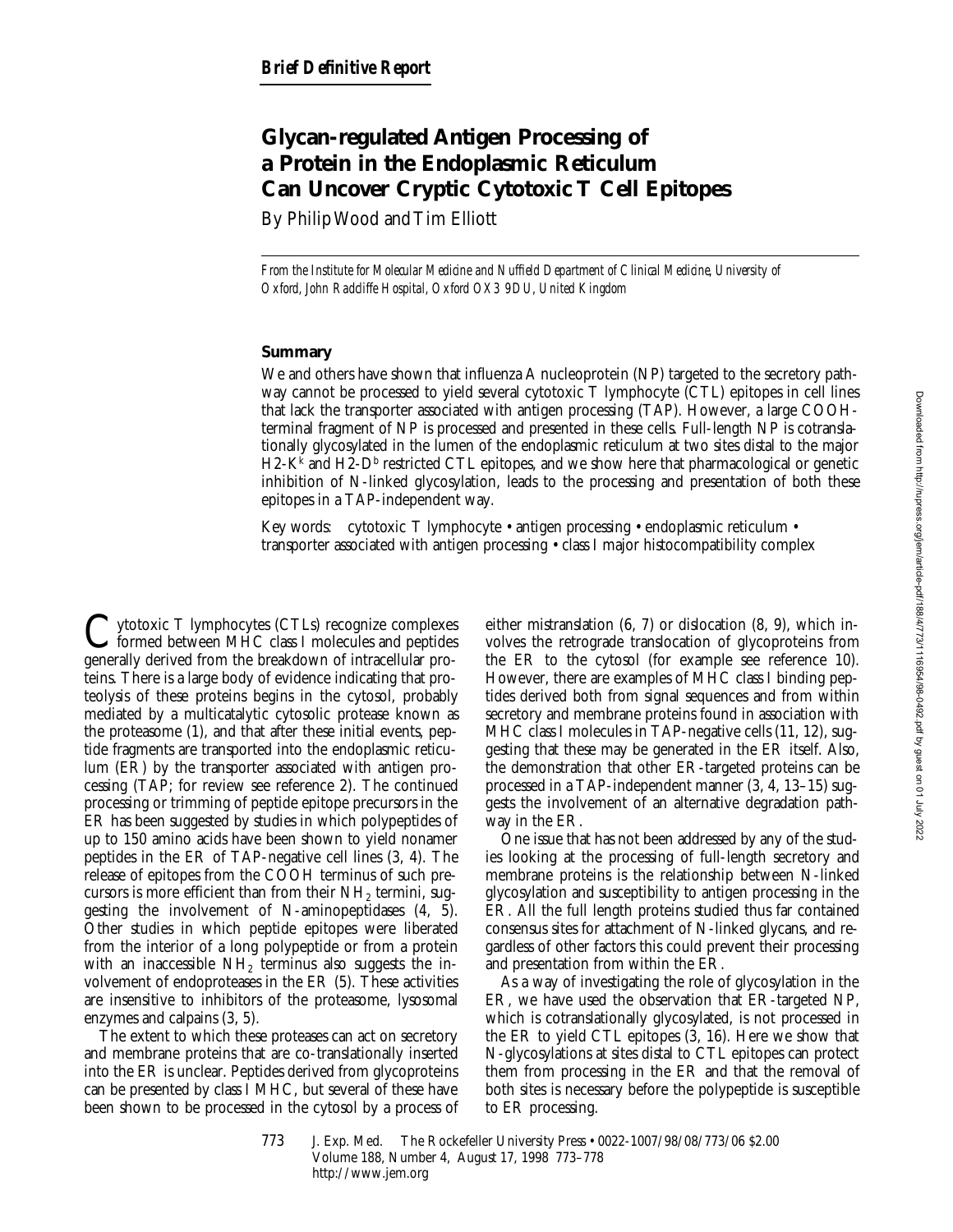*Brief Definitive Report*

# Glycan-regulated Antigen Processing of a Protein in the Endoplasmic Reticulum Can Uncover Cryptic Cytotoxic T Cell Epitopes

By Philip Wood and Tim Elliott

*From the Institute for Molecular Medicine and Nuffield Department of Clinical Medicine, University of Oxford, John Radcliffe Hospital, Oxford OX3 9DU, United Kingdom*

## Summary

We and others have shown that influenza A nucleoprotein (NP) targeted to the secretory pathway cannot be processed to yield several cytotoxic T lymphocyte (CTL) epitopes in cell lines that lack the transporter associated with antigen processing (TAP). However, a large COOH-terminal fragment of NP is processed and presented in these cells. Full-length NP is cotranslationally glycosylated in the lumen of the endoplasmic reticulum at two sites distal to the major H2-K$^k$ and H2-D$^b$ restricted CTL epitopes, and we show here that pharmacological or genetic inhibition of N-linked glycosylation, leads to the processing and presentation of both these epitopes in a TAP-independent way.

Key words: cytotoxic T lymphocyte • antigen processing • endoplasmic reticulum • transporter associated with antigen processing • class I major histocompatibility complex

Cytotoxic T lymphocytes (CTLs) recognize complexes formed between MHC class I molecules and peptides generally derived from the breakdown of intracellular proteins. There is a large body of evidence indicating that proteolysis of these proteins begins in the cytosol, probably mediated by a multicatalytic cytosolic protease known as the proteasome (1), and that after these initial events, peptide fragments are transported into the endoplasmic reticulum (ER) by the transporter associated with antigen processing (TAP; for review see reference 2). The continued processing or trimming of peptide epitope precursors in the ER has been suggested by studies in which polypeptides of up to 150 amino acids have been shown to yield nonamer peptides in the ER of TAP-negative cell lines (3, 4). The release of epitopes from the COOH terminus of such precursors is more efficient than from their $NH_2$ termini, suggesting the involvement of N-aminopeptidases (4, 5). Other studies in which peptide epitopes were liberated from the interior of a long polypeptide or from a protein with an inaccessible $NH_2$ terminus also suggests the involvement of endoproteases in the ER (5). These activities are insensitive to inhibitors of the proteasome, lysosomal enzymes and calpains (3, 5).

The extent to which these proteases can act on secretory and membrane proteins that are co-translationally inserted into the ER is unclear. Peptides derived from glycoproteins can be presented by class I MHC, but several of these have been shown to be processed in the cytosol by a process of either mistranslation (6, 7) or dislocation (8, 9), which involves the retrograde translocation of glycoproteins from the ER to the cytosol (for example see reference 10). However, there are examples of MHC class I binding peptides derived both from signal sequences and from within secretory and membrane proteins found in association with MHC class I molecules in TAP-negative cells (11, 12), suggesting that these may be generated in the ER itself. Also, the demonstration that other ER-targeted proteins can be processed in a TAP-independent manner (3, 4, 13–15) suggests the involvement of an alternative degradation pathway in the ER.

One issue that has not been addressed by any of the studies looking at the processing of full-length secretory and membrane proteins is the relationship between N-linked glycosylation and susceptibility to antigen processing in the ER. All the full length proteins studied thus far contained consensus sites for attachment of N-linked glycans, and regardless of other factors this could prevent their processing and presentation from within the ER.

As a way of investigating the role of glycosylation in the ER, we have used the observation that ER-targeted NP, which is cotranslationally glycosylated, is not processed in the ER to yield CTL epitopes (3, 16). Here we show that N-glycosylations at sites distal to CTL epitopes can protect them from processing in the ER and that the removal of both sites is necessary before the polypeptide is susceptible to ER processing.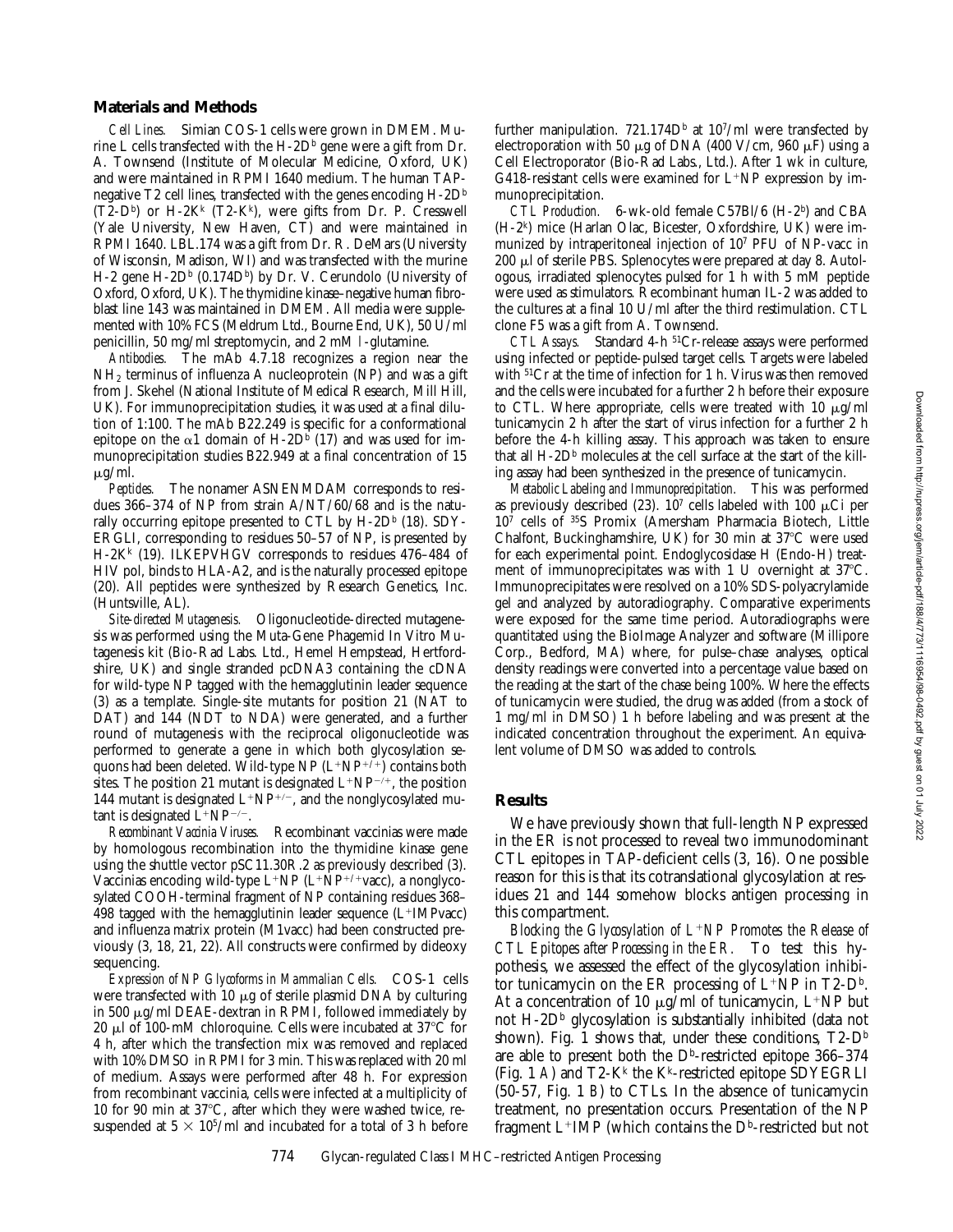## Materials and Methods

*Cell Lines.* Simian COS-1 cells were grown in DMEM. Murine L cells transfected with the H-2D$^b$ gene were a gift from Dr. A. Townsend (Institute of Molecular Medicine, Oxford, UK) and were maintained in RPMI 1640 medium. The human TAP-negative T2 cell lines, transfected with the genes encoding H-2D$^b$ (T2-D$^b$) or H-2K$^k$ (T2-K$^k$), were gifts from Dr. P. Cresswell (Yale University, New Haven, CT) and were maintained in RPMI 1640. LBL.174 was a gift from Dr. R. DeMars (University of Wisconsin, Madison, WI) and was transfected with the murine H-2 gene H-2D$^b$ (0.174D$^b$) by Dr. V. Cerundolo (University of Oxford, Oxford, UK). The thymidine kinase–negative human fibroblast line 143 was maintained in DMEM. All media were supplemented with 10% FCS (Meldrum Ltd., Bourne End, UK), 50 U/ml penicillin, 50 mg/ml streptomycin, and 2 mM l-glutamine.

*Antibodies.* The mAb 4.7.18 recognizes a region near the $NH_2$ terminus of influenza A nucleoprotein (NP) and was a gift from J. Skehel (National Institute of Medical Research, Mill Hill, UK). For immunoprecipitation studies, it was used at a final dilution of 1:100. The mAb B22.249 is specific for a conformational epitope on the α1 domain of H-2D$^b$ (17) and was used for immunoprecipitation studies B22.949 at a final concentration of 15 μg/ml.

*Peptides.* The nonamer ASNENMDAM corresponds to residues 366–374 of NP from strain A/NT/60/68 and is the naturally occurring epitope presented to CTL by H-2D$^b$ (18). SDYERGLI, corresponding to residues 50–57 of NP, is presented by H-2K$^k$ (19). ILKEPVHGV corresponds to residues 476–484 of HIV pol, binds to HLA-A2, and is the naturally processed epitope (20). All peptides were synthesized by Research Genetics, Inc. (Huntsville, AL).

*Site-directed Mutagenesis.* Oligonucleotide-directed mutagenesis was performed using the Muta-Gene Phagemid In Vitro Mutagenesis kit (Bio-Rad Labs. Ltd., Hemel Hempstead, Hertfordshire, UK) and single stranded pcDNA3 containing the cDNA for wild-type NP tagged with the hemagglutinin leader sequence (3) as a template. Single-site mutants for position 21 (NAT to DAT) and 144 (NDT to NDA) were generated, and a further round of mutagenesis with the reciprocal oligonucleotide was performed to generate a gene in which both glycosylation sequons had been deleted. Wild-type NP (L$^+$NP$^{+/+}$) contains both sites. The position 21 mutant is designated L$^+$NP$^{-/+}$, the position 144 mutant is designated L$^+$NP$^{+/-}$, and the nonglycosylated mutant is designated L$^+$NP$^{-/-}$.

*Recombinant Vaccinia Viruses.* Recombinant vaccinias were made by homologous recombination into the thymidine kinase gene using the shuttle vector pSC11.30R.2 as previously described (3). Vaccinias encoding wild-type L$^+$NP (L$^+$NP$^{+/+}$vacc), a nonglycosylated COOH-terminal fragment of NP containing residues 368–498 tagged with the hemagglutinin leader sequence (L$^+$IMPvacc) and influenza matrix protein (M1vacc) had been constructed previously (3, 18, 21, 22). All constructs were confirmed by dideoxy sequencing.

*Expression of NP Glycoforms in Mammalian Cells.* COS-1 cells were transfected with 10 μg of sterile plasmid DNA by culturing in 500 μg/ml DEAE-dextran in RPMI, followed immediately by 20 μl of 100-mM chloroquine. Cells were incubated at 37°C for 4 h, after which the transfection mix was removed and replaced with 10% DMSO in RPMI for 3 min. This was replaced with 20 ml of medium. Assays were performed after 48 h. For expression from recombinant vaccinia, cells were infected at a multiplicity of 10 for 90 min at 37°C, after which they were washed twice, resuspended at $5 \times 10^5$/ml and incubated for a total of 3 h before further manipulation. 721.174D$^b$ at $10^7$/ml were transfected by electroporation with 50 μg of DNA (400 V/cm, 960 μF) using a Cell Electroporator (Bio-Rad Labs., Ltd.). After 1 wk in culture, G418-resistant cells were examined for L$^+$NP expression by immunoprecipitation.

*CTL Production.* 6-wk-old female C57Bl/6 (H-2$^b$) and CBA (H-2$^k$) mice (Harlan Olac, Bicester, Oxfordshire, UK) were immunized by intraperitoneal injection of $10^7$ PFU of NP-vacc in 200 μl of sterile PBS. Splenocytes were prepared at day 8. Autologous, irradiated splenocytes pulsed for 1 h with 5 mM peptide were used as stimulators. Recombinant human IL-2 was added to the cultures at a final 10 U/ml after the third restimulation. CTL clone F5 was a gift from A. Townsend.

*CTL Assays.* Standard 4-h $^{51}$Cr-release assays were performed using infected or peptide-pulsed target cells. Targets were labeled with $^{51}$Cr at the time of infection for 1 h. Virus was then removed and the cells were incubated for a further 2 h before their exposure to CTL. Where appropriate, cells were treated with 10 μg/ml tunicamycin 2 h after the start of virus infection for a further 2 h before the 4-h killing assay. This approach was taken to ensure that all H-2D$^b$ molecules at the cell surface at the start of the killing assay had been synthesized in the presence of tunicamycin.

*Metabolic Labeling and Immunoprecipitation.* This was performed as previously described (23). $10^7$ cells labeled with 100 μCi per $10^7$ cells of $^{35}$S Promix (Amersham Pharmacia Biotech, Little Chalfont, Buckinghamshire, UK) for 30 min at 37°C were used for each experimental point. Endoglycosidase H (Endo-H) treatment of immunoprecipitates was with 1 U overnight at 37°C. Immunoprecipitates were resolved on a 10% SDS-polyacrylamide gel and analyzed by autoradiography. Comparative experiments were exposed for the same time period. Autoradiographs were quantitated using the BioImage Analyzer and software (Millipore Corp., Bedford, MA) where, for pulse–chase analyses, optical density readings were converted into a percentage value based on the reading at the start of the chase being 100%. Where the effects of tunicamycin were studied, the drug was added (from a stock of 1 mg/ml in DMSO) 1 h before labeling and was present at the indicated concentration throughout the experiment. An equivalent volume of DMSO was added to controls.

## Results

We have previously shown that full-length NP expressed in the ER is not processed to reveal two immunodominant CTL epitopes in TAP-deficient cells (3, 16). One possible reason for this is that its cotranslational glycosylation at residues 21 and 144 somehow blocks antigen processing in this compartment.

*Blocking the Glycosylation of L$^+$NP Promotes the Release of CTL Epitopes after Processing in the ER.* To test this hypothesis, we assessed the effect of the glycosylation inhibitor tunicamycin on the ER processing of L$^+$NP in T2-D$^b$. At a concentration of 10 μg/ml of tunicamycin, L$^+$NP but not H-2D$^b$ glycosylation is substantially inhibited (data not shown). Fig. 1 shows that, under these conditions, T2-D$^b$ are able to present both the D$^b$-restricted epitope 366–374 (Fig. 1 *A*) and T2-K$^k$ the K$^k$-restricted epitope SDYEGRLI (50-57, Fig. 1 *B*) to CTLs. In the absence of tunicamycin treatment, no presentation occurs. Presentation of the NP fragment L$^+$IMP (which contains the D$^b$-restricted but not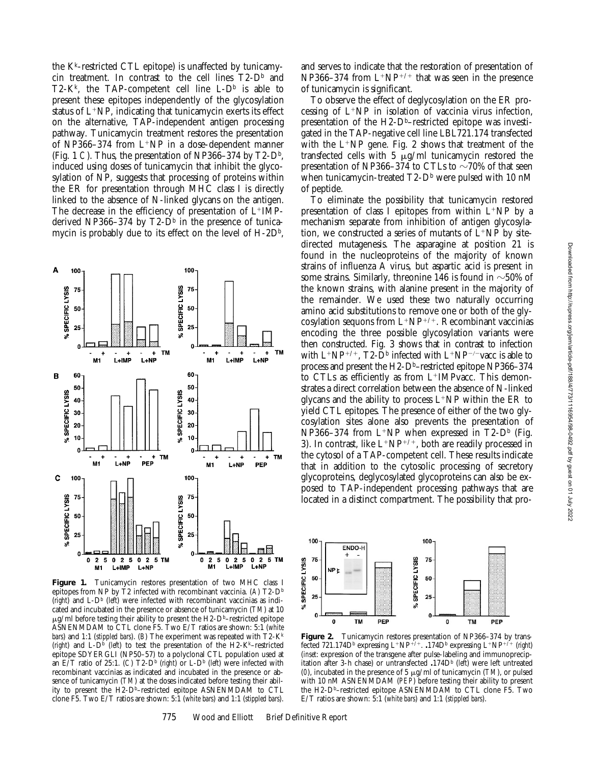the $K^k$-restricted CTL epitope) is unaffected by tunicamycin treatment. In contrast to the cell lines T2-$D^b$ and T2-$K^k$, the TAP-competent cell line L-$D^b$ is able to present these epitopes independently of the glycosylation status of $L^+$NP, indicating that tunicamycin exerts its effect on the alternative, TAP-independent antigen processing pathway. Tunicamycin treatment restores the presentation of NP366–374 from $L^+$NP in a dose-dependent manner (Fig. 1 *C*). Thus, the presentation of NP366–374 by T2-$D^b$, induced using doses of tunicamycin that inhibit the glycosylation of NP, suggests that processing of proteins within the ER for presentation through MHC class I is directly linked to the absence of N-linked glycans on the antigen. The decrease in the efficiency of presentation of $L^+$IMP-derived NP366–374 by T2-$D^b$ in the presence of tunicamycin is probably due to its effect on the level of H-2$D^b$, and serves to indicate that the restoration of presentation of NP366–374 from $L^+NP^{+/+}$ that was seen in the presence of tunicamycin is significant.

**Figure 1.** Tunicamycin restores presentation of two MHC class I epitopes from NP by T2 infected with recombinant vaccinia. (*A*) T2-$D^b$ (*right*) and L-$D^b$ (*left*) were infected with recombinant vaccinias as indicated and incubated in the presence or absence of tunicamycin (*TM*) at 10 μg/ml before testing their ability to present the H2-$D^b$–restricted epitope ASNENMDAM to CTL clone F5. Two E/T ratios are shown: 5:1 (*white bars*) and 1:1 (*stippled bars*). (*B*) The experiment was repeated with T2-$K^k$ (*right*) and L-$D^b$ (*left*) to test the presentation of the H2-$K^k$–restricted epitope SDYERGLI (NP50–57) to a polyclonal CTL population used at an E/T ratio of 25:1. (*C*) T2-$D^b$ (*right*) or L-$D^b$ (*left*) were infected with recombinant vaccinias as indicated and incubated in the presence or absence of tunicamycin (*TM*) at the doses indicated before testing their ability to present the H2-$D^b$–restricted epitope ASNENMDAM to CTL clone F5. Two E/T ratios are shown: 5:1 (*white bars*) and 1:1 (*stippled bars*).

To observe the effect of deglycosylation on the ER processing of $L^+$NP in isolation of vaccinia virus infection, presentation of the H2-$D^b$–restricted epitope was investigated in the TAP-negative cell line LBL721.174 transfected with the $L^+$NP gene. Fig. 2 shows that treatment of the transfected cells with 5 μg/ml tunicamycin restored the presentation of NP366–374 to CTLs to ~70% of that seen when tunicamycin-treated T2-$D^b$ were pulsed with 10 nM of peptide.

To eliminate the possibility that tunicamycin restored presentation of class I epitopes from within $L^+$NP by a mechanism separate from inhibition of antigen glycosylation, we constructed a series of mutants of $L^+$NP by site-directed mutagenesis. The asparagine at position 21 is found in the nucleoproteins of the majority of known strains of influenza A virus, but aspartic acid is present in some strains. Similarly, threonine 146 is found in ~50% of the known strains, with alanine present in the majority of the remainder. We used these two naturally occurring amino acid substitutions to remove one or both of the glycosylation sequons from $L^+NP^{+/+}$. Recombinant vaccinias encoding the three possible glycosylation variants were then constructed. Fig. 3 shows that in contrast to infection with $L^+NP^{+/+}$, T2-$D^b$ infected with $L^+NP^{-/-}$vacc is able to process and present the H2-$D^b$–restricted epitope NP366–374 to CTLs as efficiently as from $L^+$IMPvacc. This demonstrates a direct correlation between the absence of N-linked glycans and the ability to process $L^+$NP within the ER to yield CTL epitopes. The presence of either of the two glycosylation sites alone also prevents the presentation of NP366–374 from $L^+$NP when expressed in T2-$D^b$ (Fig. 3). In contrast, like $L^+NP^{+/+}$, both are readily processed in the cytosol of a TAP-competent cell. These results indicate that in addition to the cytosolic processing of secretory glycoproteins, deglycosylated glycoproteins can also be exposed to TAP-independent processing pathways that are located in a distinct compartment. The possibility that pro-

**Figure 2.** Tunicamycin restores presentation of NP366–374 by transfected 721.174$D^b$ expressing $L^+NP^{+/+}$. .174$D^b$ expressing $L^+NP^{+/+}$ (*right*) (*inset*: expression of the transgene after pulse-labeling and immunoprecipitation after 3-h chase) or untransfected .174$D^b$ (*left*) were left untreated (*0*), incubated in the presence of 5 μg/ml of tunicamycin (*TM*), or pulsed with 10 nM ASNENMDAM (*PEP*) before testing their ability to present the H2-$D^b$–restricted epitope ASNENMDAM to CTL clone F5. Two E/T ratios are shown: 5:1 (*white bars*) and 1:1 (*stippled bars*).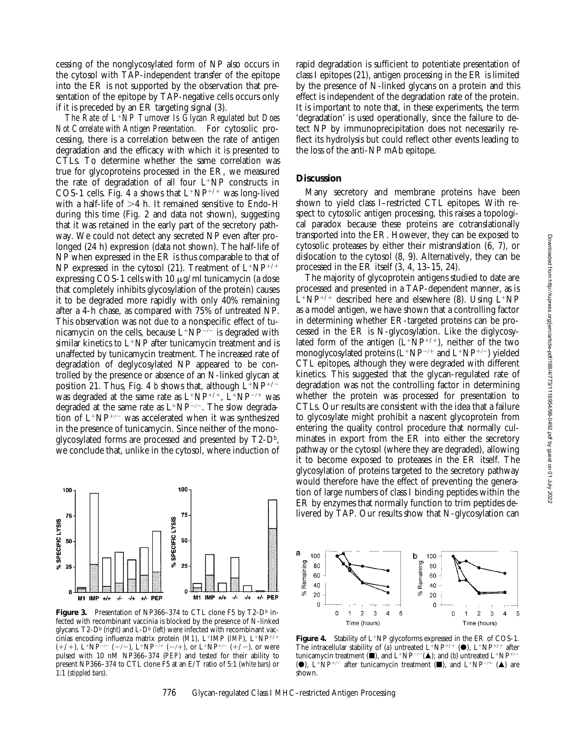cessing of the nonglycosylated form of NP also occurs in the cytosol with TAP-independent transfer of the epitope into the ER is not supported by the observation that presentation of the epitope by TAP-negative cells occurs only if it is preceded by an ER targeting signal (3).

*The Rate of L*$^+$*NP Turnover Is Glycan Regulated but Does Not Correlate with Antigen Presentation.* For cytosolic processing, there is a correlation between the rate of antigen degradation and the efficacy with which it is presented to CTLs. To determine whether the same correlation was true for glycoproteins processed in the ER, we measured the rate of degradation of all four L$^+$NP constructs in COS-1 cells. Fig. 4 *a* shows that L$^+$NP$^{+/+}$ was long-lived with a half-life of >4 h. It remained sensitive to Endo-H during this time (Fig. 2 and data not shown), suggesting that it was retained in the early part of the secretory pathway. We could not detect any secreted NP even after prolonged (24 h) expression (data not shown). The half-life of NP when expressed in the ER is thus comparable to that of NP expressed in the cytosol (21). Treatment of L$^+$NP$^{+/+}$ expressing COS-1 cells with 10 μg/ml tunicamycin (a dose that completely inhibits glycosylation of the protein) causes it to be degraded more rapidly with only 40% remaining after a 4-h chase, as compared with 75% of untreated NP. This observation was not due to a nonspecific effect of tunicamycin on the cells, because L$^+$NP$^{-/-}$ is degraded with similar kinetics to L$^+$NP after tunicamycin treatment and is unaffected by tunicamycin treatment. The increased rate of degradation of deglycosylated NP appeared to be controlled by the presence or absence of an N-linked glycan at position 21. Thus, Fig. 4 *b* shows that, although L$^+$NP$^{+/-}$ was degraded at the same rate as L$^+$NP$^{+/+}$, L$^+$NP$^{-/+}$ was degraded at the same rate as L$^+$NP$^{-/-}$. The slow degradation of L$^+$NP$^{+/-}$ was accelerated when it was synthesized in the presence of tunicamycin. Since neither of the monoglycosylated forms are processed and presented by T2-D$^b$, we conclude that, unlike in the cytosol, where induction of rapid degradation is sufficient to potentiate presentation of class I epitopes (21), antigen processing in the ER is limited by the presence of N-linked glycans on a protein and this effect is independent of the degradation rate of the protein. It is important to note that, in these experiments, the term 'degradation' is used operationally, since the failure to detect NP by immunoprecipitation does not necessarily reflect its hydrolysis but could reflect other events leading to the loss of the anti-NP mAb epitope.

**Figure 3.** Presentation of NP366–374 to CTL clone F5 by T2-D$^b$ infected with recombinant vaccinia is blocked by the presence of N-linked glycans. T2-D$^b$ (*right*) and L-D$^b$ (*left*) were infected with recombinant vaccinias encoding influenza matrix protein (*M1*), L$^+$IMP (*IMP*), L$^+$NP$^{+/+}$ (+/+), L$^+$NP$^{-/-}$ (−/−), L$^+$NP$^{-/+}$ (−/+), or L$^+$NP$^{+/-}$ (+/−), or were pulsed with 10 nM NP366–374 (*PEP*) and tested for their ability to present NP366–374 to CTL clone F5 at an E/T ratio of 5:1 (*white bars*) or 1:1 (*stippled bars*).

## Discussion

Many secretory and membrane proteins have been shown to yield class I–restricted CTL epitopes. With respect to cytosolic antigen processing, this raises a topological paradox because these proteins are cotranslationally transported into the ER. However, they can be exposed to cytosolic proteases by either their mistranslation (6, 7), or dislocation to the cytosol (8, 9). Alternatively, they can be processed in the ER itself (3, 4, 13–15, 24).

The majority of glycoprotein antigens studied to date are processed and presented in a TAP-dependent manner, as is L$^+$NP$^{+/+}$ described here and elsewhere (8). Using L$^+$NP as a model antigen, we have shown that a controlling factor in determining whether ER-targeted proteins can be processed in the ER is N-glycosylation. Like the diglycosylated form of the antigen (L$^+$NP$^{+/+}$), neither of the two monoglycosylated proteins (L$^+$NP$^{-/+}$ and L$^+$NP$^{+/-}$) yielded CTL epitopes, although they were degraded with different kinetics. This suggested that the glycan-regulated rate of degradation was not the controlling factor in determining whether the protein was processed for presentation to CTLs. Our results are consistent with the idea that a failure to glycosylate might prohibit a nascent glycoprotein from entering the quality control procedure that normally culminates in export from the ER into either the secretory pathway or the cytosol (where they are degraded), allowing it to become exposed to proteases in the ER itself. The glycosylation of proteins targeted to the secretory pathway would therefore have the effect of preventing the generation of large numbers of class I binding peptides within the ER by enzymes that normally function to trim peptides delivered by TAP. Our results show that N-glycosylation can

**Figure 4.** Stability of L$^+$NP glycoforms expressed in the ER of COS-1. The intracellular stability of (*a*) untreated L$^+$NP$^{+/+}$ (●), L$^+$NP$^{+/+}$ after tunicamycin treatment (■), and L$^+$NP$^{-/-}$(▲); and (*b*) untreated L$^+$NP$^{+/-}$ (●), L$^+$NP$^{+/-}$ after tunicamycin treatment (■), and L$^+$NP$^{-/+}$ (▲) are shown.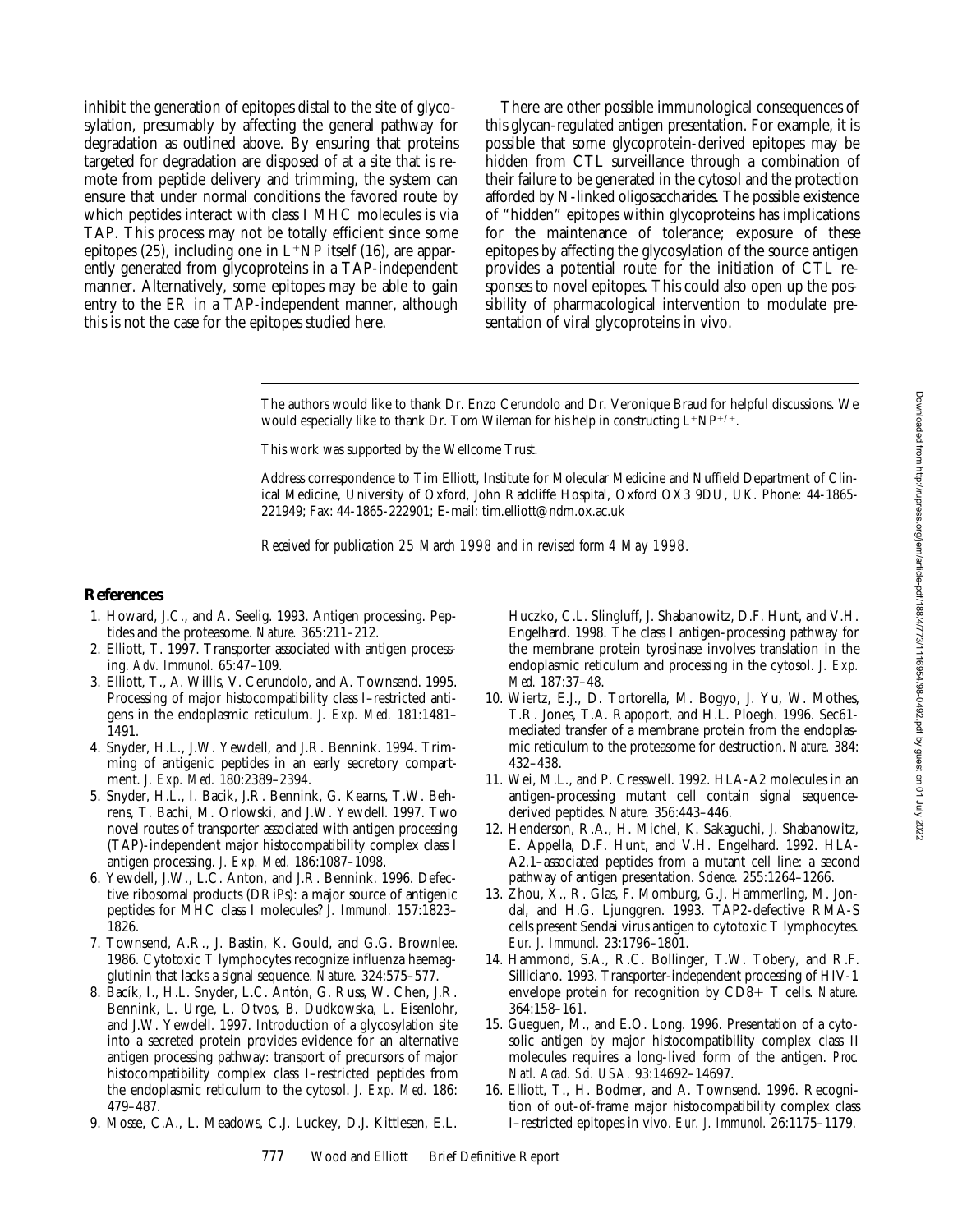inhibit the generation of epitopes distal to the site of glycosylation, presumably by affecting the general pathway for degradation as outlined above. By ensuring that proteins targeted for degradation are disposed of at a site that is remote from peptide delivery and trimming, the system can ensure that under normal conditions the favored route by which peptides interact with class I MHC molecules is via TAP. This process may not be totally efficient since some epitopes (25), including one in $L^+NP$ itself (16), are apparently generated from glycoproteins in a TAP-independent manner. Alternatively, some epitopes may be able to gain entry to the ER in a TAP-independent manner, although this is not the case for the epitopes studied here.

There are other possible immunological consequences of this glycan-regulated antigen presentation. For example, it is possible that some glycoprotein-derived epitopes may be hidden from CTL surveillance through a combination of their failure to be generated in the cytosol and the protection afforded by N-linked oligosaccharides. The possible existence of "hidden" epitopes within glycoproteins has implications for the maintenance of tolerance; exposure of these epitopes by affecting the glycosylation of the source antigen provides a potential route for the initiation of CTL responses to novel epitopes. This could also open up the possibility of pharmacological intervention to modulate presentation of viral glycoproteins in vivo.

The authors would like to thank Dr. Enzo Cerundolo and Dr. Veronique Braud for helpful discussions. We would especially like to thank Dr. Tom Wileman for his help in constructing $L^+NP^{+/+}$.

This work was supported by the Wellcome Trust.

Address correspondence to Tim Elliott, Institute for Molecular Medicine and Nuffield Department of Clinical Medicine, University of Oxford, John Radcliffe Hospital, Oxford OX3 9DU, UK. Phone: 44-1865-221949; Fax: 44-1865-222901; E-mail: tim.elliott@ndm.ox.ac.uk

*Received for publication 25 March 1998 and in revised form 4 May 1998.*

## References

1. Howard, J.C., and A. Seelig. 1993. Antigen processing. Peptides and the proteasome. *Nature.* 365:211–212.
2. Elliott, T. 1997. Transporter associated with antigen processing. *Adv. Immunol.* 65:47–109.
3. Elliott, T., A. Willis, V. Cerundolo, and A. Townsend. 1995. Processing of major histocompatibility class I–restricted antigens in the endoplasmic reticulum. *J. Exp. Med.* 181:1481–1491.
4. Snyder, H.L., J.W. Yewdell, and J.R. Bennink. 1994. Trimming of antigenic peptides in an early secretory compartment. *J. Exp. Med.* 180:2389–2394.
5. Snyder, H.L., I. Bacik, J.R. Bennink, G. Kearns, T.W. Behrens, T. Bachi, M. Orlowski, and J.W. Yewdell. 1997. Two novel routes of transporter associated with antigen processing (TAP)-independent major histocompatibility complex class I antigen processing. *J. Exp. Med.* 186:1087–1098.
6. Yewdell, J.W., L.C. Anton, and J.R. Bennink. 1996. Defective ribosomal products (DRiPs): a major source of antigenic peptides for MHC class I molecules? *J. Immunol.* 157:1823–1826.
7. Townsend, A.R., J. Bastin, K. Gould, and G.G. Brownlee. 1986. Cytotoxic T lymphocytes recognize influenza haemagglutinin that lacks a signal sequence. *Nature.* 324:575–577.
8. Bacík, I., H.L. Snyder, L.C. Antón, G. Russ, W. Chen, J.R. Bennink, L. Urge, L. Otvos, B. Dudkowska, L. Eisenlohr, and J.W. Yewdell. 1997. Introduction of a glycosylation site into a secreted protein provides evidence for an alternative antigen processing pathway: transport of precursors of major histocompatibility complex class I–restricted peptides from the endoplasmic reticulum to the cytosol. *J. Exp. Med.* 186: 479–487.
9. Mosse, C.A., L. Meadows, C.J. Luckey, D.J. Kittlesen, E.L. Huczko, C.L. Slingluff, J. Shabanowitz, D.F. Hunt, and V.H. Engelhard. 1998. The class I antigen-processing pathway for the membrane protein tyrosinase involves translation in the endoplasmic reticulum and processing in the cytosol. *J. Exp. Med.* 187:37–48.
10. Wiertz, E.J., D. Tortorella, M. Bogyo, J. Yu, W. Mothes, T.R. Jones, T.A. Rapoport, and H.L. Ploegh. 1996. Sec61-mediated transfer of a membrane protein from the endoplasmic reticulum to the proteasome for destruction. *Nature.* 384: 432–438.
11. Wei, M.L., and P. Cresswell. 1992. HLA-A2 molecules in an antigen-processing mutant cell contain signal sequence-derived peptides. *Nature.* 356:443–446.
12. Henderson, R.A., H. Michel, K. Sakaguchi, J. Shabanowitz, E. Appella, D.F. Hunt, and V.H. Engelhard. 1992. HLA-A2.1–associated peptides from a mutant cell line: a second pathway of antigen presentation. *Science.* 255:1264–1266.
13. Zhou, X., R. Glas, F. Momburg, G.J. Hammerling, M. Jondal, and H.G. Ljunggren. 1993. TAP2-defective RMA-S cells present Sendai virus antigen to cytotoxic T lymphocytes. *Eur. J. Immunol.* 23:1796–1801.
14. Hammond, S.A., R.C. Bollinger, T.W. Tobery, and R.F. Silliciano. 1993. Transporter-independent processing of HIV-1 envelope protein for recognition by CD8+ T cells. *Nature.* 364:158–161.
15. Gueguen, M., and E.O. Long. 1996. Presentation of a cytosolic antigen by major histocompatibility complex class II molecules requires a long-lived form of the antigen. *Proc. Natl. Acad. Sci. USA.* 93:14692–14697.
16. Elliott, T., H. Bodmer, and A. Townsend. 1996. Recognition of out-of-frame major histocompatibility complex class I–restricted epitopes in vivo. *Eur. J. Immunol.* 26:1175–1179.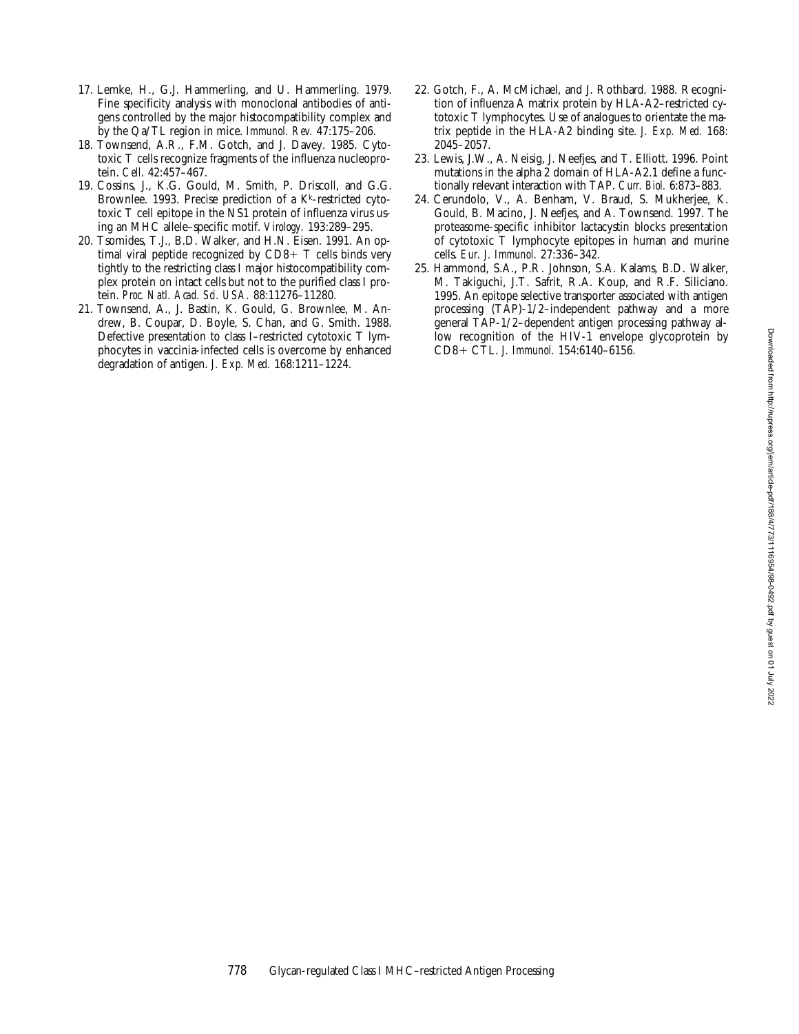17. Lemke, H., G.J. Hammerling, and U. Hammerling. 1979. Fine specificity analysis with monoclonal antibodies of antigens controlled by the major histocompatibility complex and by the Qa/TL region in mice. *Immunol. Rev.* 47:175–206.
18. Townsend, A.R., F.M. Gotch, and J. Davey. 1985. Cytotoxic T cells recognize fragments of the influenza nucleoprotein. *Cell.* 42:457–467.
19. Cossins, J., K.G. Gould, M. Smith, P. Driscoll, and G.G. Brownlee. 1993. Precise prediction of a $K^k$-restricted cytotoxic T cell epitope in the NS1 protein of influenza virus using an MHC allele–specific motif. *Virology.* 193:289–295.
20. Tsomides, T.J., B.D. Walker, and H.N. Eisen. 1991. An optimal viral peptide recognized by CD8+ T cells binds very tightly to the restricting class I major histocompatibility complex protein on intact cells but not to the purified class I protein. *Proc. Natl. Acad. Sci. USA.* 88:11276–11280.
21. Townsend, A., J. Bastin, K. Gould, G. Brownlee, M. Andrew, B. Coupar, D. Boyle, S. Chan, and G. Smith. 1988. Defective presentation to class I–restricted cytotoxic T lymphocytes in vaccinia-infected cells is overcome by enhanced degradation of antigen. *J. Exp. Med.* 168:1211–1224.
22. Gotch, F., A. McMichael, and J. Rothbard. 1988. Recognition of influenza A matrix protein by HLA-A2–restricted cytotoxic T lymphocytes. Use of analogues to orientate the matrix peptide in the HLA-A2 binding site. *J. Exp. Med.* 168: 2045–2057.
23. Lewis, J.W., A. Neisig, J. Neefjes, and T. Elliott. 1996. Point mutations in the alpha 2 domain of HLA-A2.1 define a functionally relevant interaction with TAP. *Curr. Biol.* 6:873–883.
24. Cerundolo, V., A. Benham, V. Braud, S. Mukherjee, K. Gould, B. Macino, J. Neefjes, and A. Townsend. 1997. The proteasome-specific inhibitor lactacystin blocks presentation of cytotoxic T lymphocyte epitopes in human and murine cells. *Eur. J. Immunol.* 27:336–342.
25. Hammond, S.A., P.R. Johnson, S.A. Kalams, B.D. Walker, M. Takiguchi, J.T. Safrit, R.A. Koup, and R.F. Siliciano. 1995. An epitope selective transporter associated with antigen processing (TAP)-1/2–independent pathway and a more general TAP-1/2–dependent antigen processing pathway allow recognition of the HIV-1 envelope glycoprotein by CD8+ CTL. *J. Immunol.* 154:6140–6156.